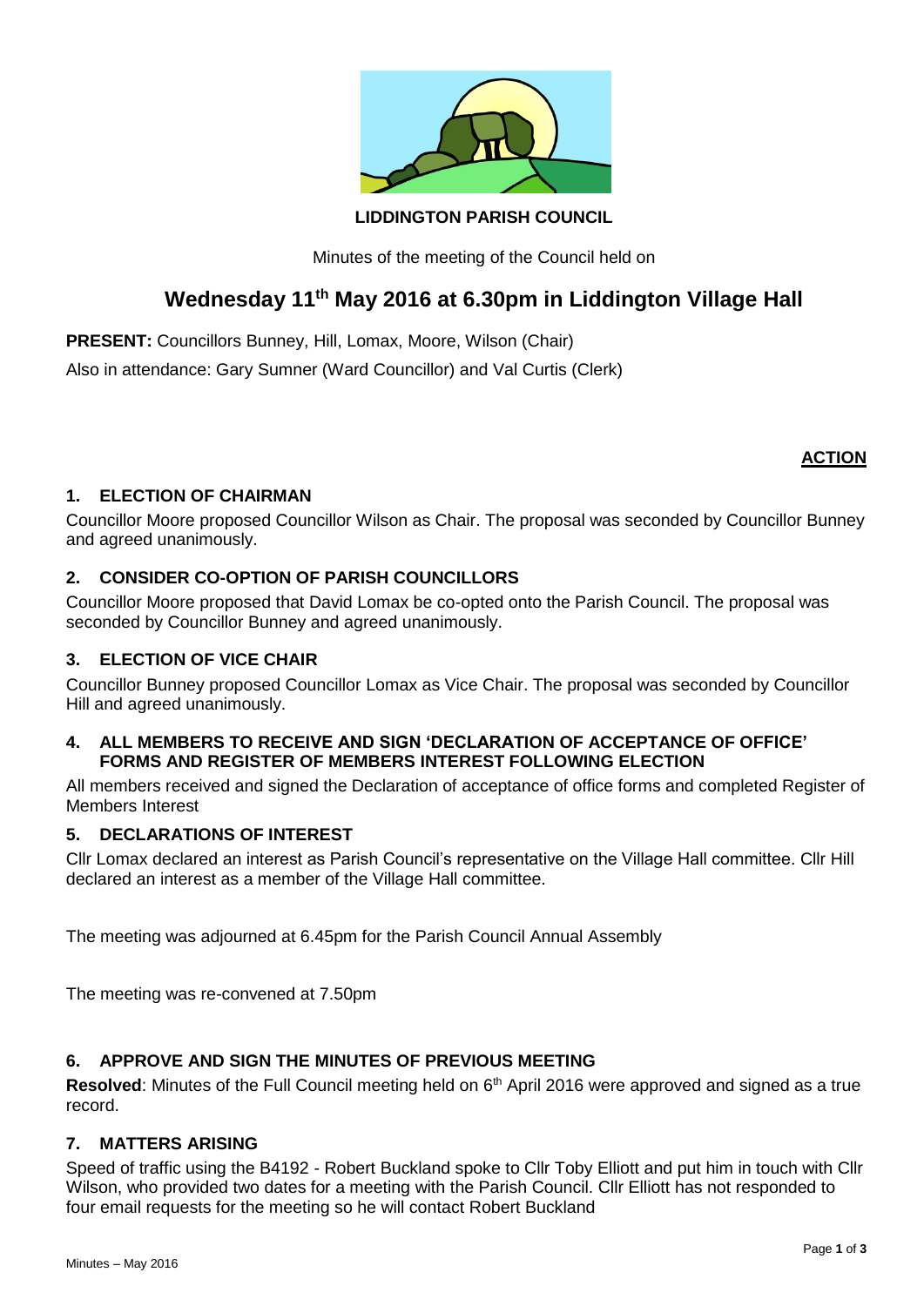**LIDDINGTON PARISH COUNCIL**

Minutes of the meeting of the Council held on

# Wednesday 11th May 2016 at 6.30pm in Liddington Village Hall

**PRESENT:** Councillors Bunney, Hill, Lomax, Moore, Wilson (Chair)

Also in attendance: Gary Sumner (Ward Councillor) and Val Curtis (Clerk)

**ACTION**

## 1. ELECTION OF CHAIRMAN

Councillor Moore proposed Councillor Wilson as Chair. The proposal was seconded by Councillor Bunney and agreed unanimously.

## 2. CONSIDER CO-OPTION OF PARISH COUNCILLORS

Councillor Moore proposed that David Lomax be co-opted onto the Parish Council. The proposal was seconded by Councillor Bunney and agreed unanimously.

## 3. ELECTION OF VICE CHAIR

Councillor Bunney proposed Councillor Lomax as Vice Chair. The proposal was seconded by Councillor Hill and agreed unanimously.

## 4. ALL MEMBERS TO RECEIVE AND SIGN 'DECLARATION OF ACCEPTANCE OF OFFICE' FORMS AND REGISTER OF MEMBERS INTEREST FOLLOWING ELECTION

All members received and signed the Declaration of acceptance of office forms and completed Register of Members Interest

## 5. DECLARATIONS OF INTEREST

Cllr Lomax declared an interest as Parish Council's representative on the Village Hall committee. Cllr Hill declared an interest as a member of the Village Hall committee.

The meeting was adjourned at 6.45pm for the Parish Council Annual Assembly

The meeting was re-convened at 7.50pm

## 6. APPROVE AND SIGN THE MINUTES OF PREVIOUS MEETING

**Resolved**: Minutes of the Full Council meeting held on 6th April 2016 were approved and signed as a true record.

## 7. MATTERS ARISING

Speed of traffic using the B4192 - Robert Buckland spoke to Cllr Toby Elliott and put him in touch with Cllr Wilson, who provided two dates for a meeting with the Parish Council. Cllr Elliott has not responded to four email requests for the meeting so he will contact Robert Buckland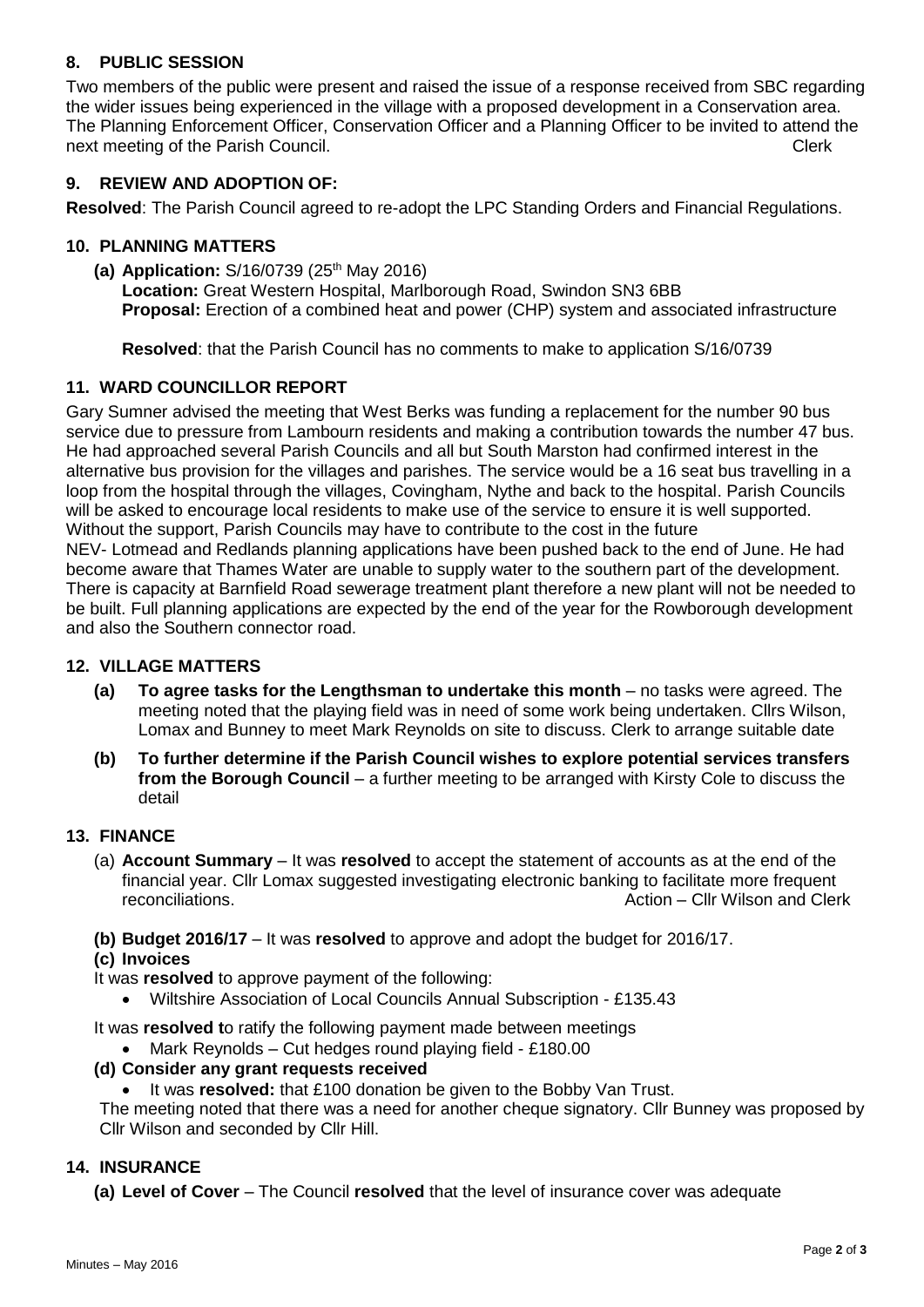## 8. PUBLIC SESSION

Two members of the public were present and raised the issue of a response received from SBC regarding the wider issues being experienced in the village with a proposed development in a Conservation area. The Planning Enforcement Officer, Conservation Officer and a Planning Officer to be invited to attend the next meeting of the Parish Council. Clerk

## 9. REVIEW AND ADOPTION OF:

**Resolved**: The Parish Council agreed to re-adopt the LPC Standing Orders and Financial Regulations.

## 10. PLANNING MATTERS

**(a) Application:** S/16/0739 (25th May 2016)
**Location:** Great Western Hospital, Marlborough Road, Swindon SN3 6BB
**Proposal:** Erection of a combined heat and power (CHP) system and associated infrastructure

**Resolved**: that the Parish Council has no comments to make to application S/16/0739

## 11. WARD COUNCILLOR REPORT

Gary Sumner advised the meeting that West Berks was funding a replacement for the number 90 bus service due to pressure from Lambourn residents and making a contribution towards the number 47 bus. He had approached several Parish Councils and all but South Marston had confirmed interest in the alternative bus provision for the villages and parishes. The service would be a 16 seat bus travelling in a loop from the hospital through the villages, Covingham, Nythe and back to the hospital. Parish Councils will be asked to encourage local residents to make use of the service to ensure it is well supported. Without the support, Parish Councils may have to contribute to the cost in the future

NEV- Lotmead and Redlands planning applications have been pushed back to the end of June. He had become aware that Thames Water are unable to supply water to the southern part of the development. There is capacity at Barnfield Road sewerage treatment plant therefore a new plant will not be needed to be built. Full planning applications are expected by the end of the year for the Rowborough development and also the Southern connector road.

## 12. VILLAGE MATTERS

**(a) To agree tasks for the Lengthsman to undertake this month** – no tasks were agreed. The meeting noted that the playing field was in need of some work being undertaken. Cllrs Wilson, Lomax and Bunney to meet Mark Reynolds on site to discuss. Clerk to arrange suitable date

**(b) To further determine if the Parish Council wishes to explore potential services transfers from the Borough Council** – a further meeting to be arranged with Kirsty Cole to discuss the detail

## 13. FINANCE

(a) **Account Summary** – It was **resolved** to accept the statement of accounts as at the end of the financial year. Cllr Lomax suggested investigating electronic banking to facilitate more frequent reconciliations. Action – Cllr Wilson and Clerk

**(b) Budget 2016/17** – It was **resolved** to approve and adopt the budget for 2016/17.

**(c) Invoices**

It was **resolved** to approve payment of the following:

- Wiltshire Association of Local Councils Annual Subscription - £135.43

It was **resolved t**o ratify the following payment made between meetings

- Mark Reynolds – Cut hedges round playing field - £180.00

**(d) Consider any grant requests received**

- It was **resolved:** that £100 donation be given to the Bobby Van Trust.

The meeting noted that there was a need for another cheque signatory. Cllr Bunney was proposed by Cllr Wilson and seconded by Cllr Hill.

## 14. INSURANCE

**(a) Level of Cover** – The Council **resolved** that the level of insurance cover was adequate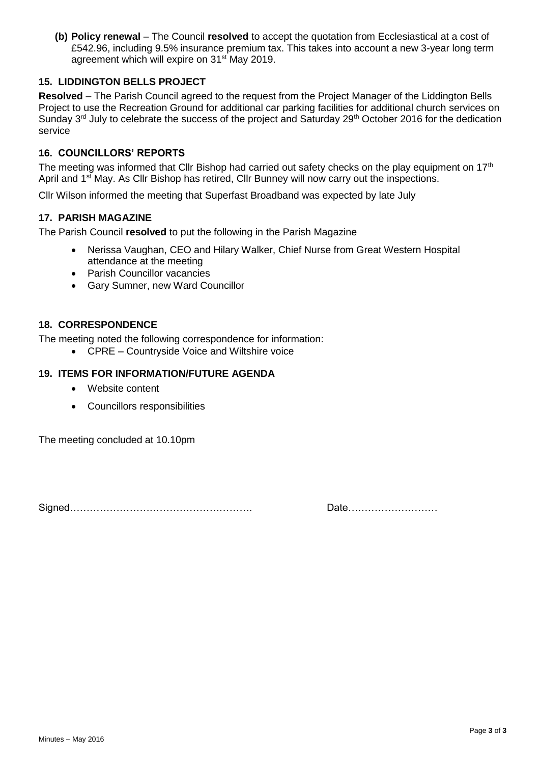**(b) Policy renewal** – The Council **resolved** to accept the quotation from Ecclesiastical at a cost of £542.96, including 9.5% insurance premium tax. This takes into account a new 3-year long term agreement which will expire on 31st May 2019.

## 15. LIDDINGTON BELLS PROJECT

**Resolved** – The Parish Council agreed to the request from the Project Manager of the Liddington Bells Project to use the Recreation Ground for additional car parking facilities for additional church services on Sunday 3rd July to celebrate the success of the project and Saturday 29th October 2016 for the dedication service

## 16. COUNCILLORS' REPORTS

The meeting was informed that Cllr Bishop had carried out safety checks on the play equipment on 17th April and 1st May. As Cllr Bishop has retired, Cllr Bunney will now carry out the inspections.

Cllr Wilson informed the meeting that Superfast Broadband was expected by late July

## 17. PARISH MAGAZINE

The Parish Council **resolved** to put the following in the Parish Magazine

- Nerissa Vaughan, CEO and Hilary Walker, Chief Nurse from Great Western Hospital attendance at the meeting
- Parish Councillor vacancies
- Gary Sumner, new Ward Councillor

## 18. CORRESPONDENCE

The meeting noted the following correspondence for information:

- CPRE – Countryside Voice and Wiltshire voice

## 19. ITEMS FOR INFORMATION/FUTURE AGENDA

- Website content
- Councillors responsibilities

The meeting concluded at 10.10pm

Signed………………………………………………. Date………………………